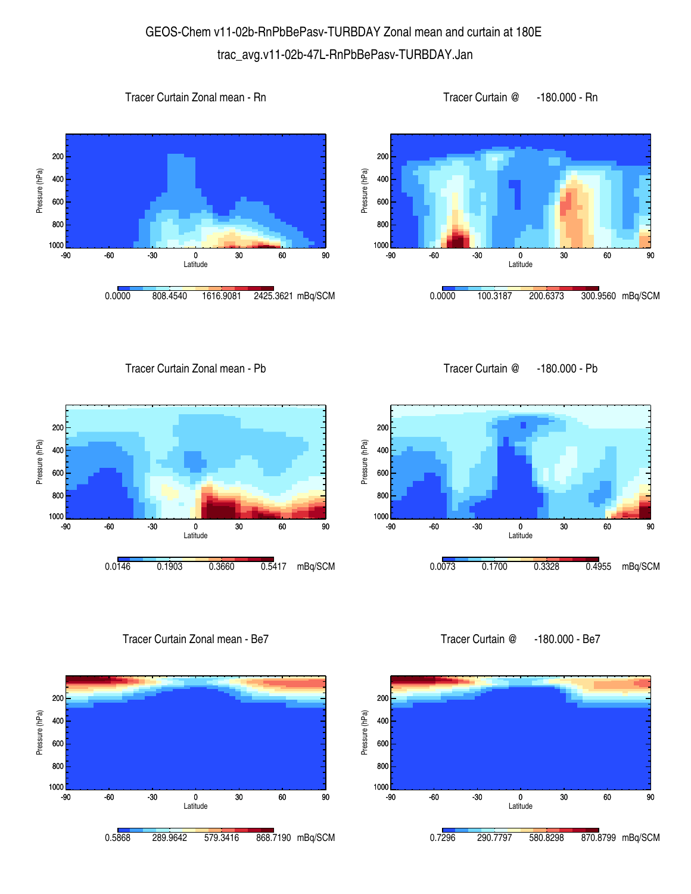# GEOS-Chem v11-02b-RnPbBePasv-TURBDAY Zonal mean and curtain at 180E

## trac_avg.v11-02b-47L-RnPbBePasv-TURBDAY.Jan

### Tracer Curtain Zonal mean - Rn

Pressure (hPa): 200, 400, 600, 800, 1000

Latitude: -90, -60, -30, 0, 30, 60, 90

0.0000 808.4540 1616.9081 2425.3621 mBq/SCM

### Tracer Curtain @ -180.000 - Rn

Pressure (hPa): 200, 400, 600, 800, 1000

Latitude: -90, -60, -30, 0, 30, 60, 90

0.0000 100.3187 200.6373 300.9560 mBq/SCM

### Tracer Curtain Zonal mean - Pb

Pressure (hPa): 200, 400, 600, 800, 1000

Latitude: -90, -60, -30, 0, 30, 60, 90

0.0146 0.1903 0.3660 0.5417 mBq/SCM

### Tracer Curtain @ -180.000 - Pb

Pressure (hPa): 200, 400, 600, 800, 1000

Latitude: -90, -60, -30, 0, 30, 60, 90

0.0073 0.1700 0.3328 0.4955 mBq/SCM

### Tracer Curtain Zonal mean - Be7

Pressure (hPa): 200, 400, 600, 800, 1000

Latitude: -90, -60, -30, 0, 30, 60, 90

0.5868 289.9642 579.3416 868.7190 mBq/SCM

### Tracer Curtain @ -180.000 - Be7

Pressure (hPa): 200, 400, 600, 800, 1000

Latitude: -90, -60, -30, 0, 30, 60, 90

0.7296 290.7797 580.8298 870.8799 mBq/SCM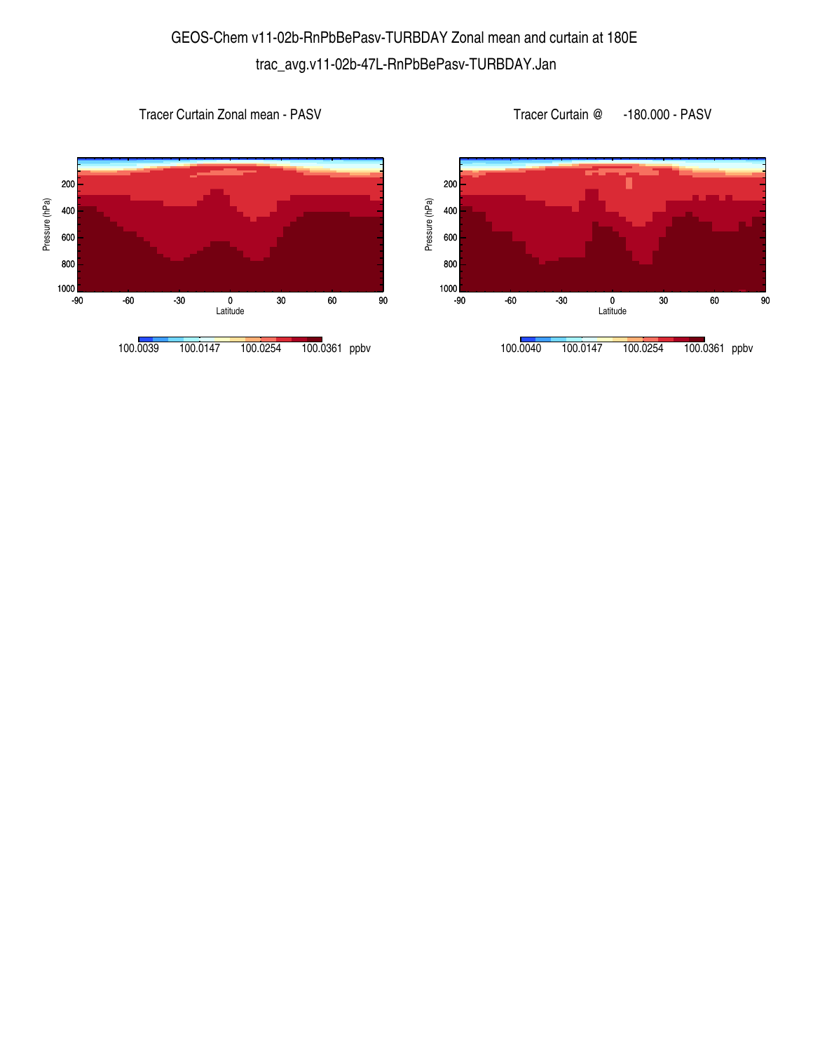GEOS-Chem v11-02b-RnPbBePasv-TURBDAY Zonal mean and curtain at 180E

trac_avg.v11-02b-47L-RnPbBePasv-TURBDAY.Jan

Tracer Curtain Zonal mean - PASV

Pressure (hPa)
200
400
600
800
1000
-90 -60 -30 0 30 60 90
Latitude

100.0039 100.0147 100.0254 100.0361 ppbv

Tracer Curtain @ -180.000 - PASV

Pressure (hPa)
200
400
600
800
1000
-90 -60 -30 0 30 60 90
Latitude

100.0040 100.0147 100.0254 100.0361 ppbv